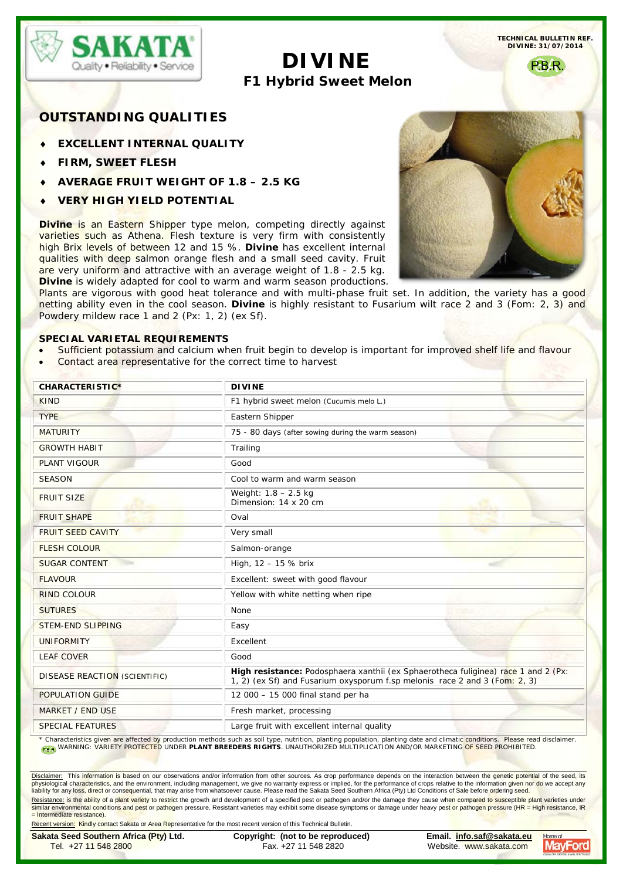TECHNICAL BULLETIN REF. DIVINE: 31/07/2014

P.B.R.

# DIVINE

## F1 Hybrid Sweet Melon

## OUTSTANDING QUALITIES

- **EXCELLENT INTERNAL QUALITY**
- **FIRM, SWEET FLESH**
- **AVERAGE FRUIT WEIGHT OF 1.8 – 2.5 KG**
- **VERY HIGH YIELD POTENTIAL**

**Divine** is an Eastern Shipper type melon, competing directly against varieties such as Athena. Flesh texture is very firm with consistently high Brix levels of between 12 and 15 %. **Divine** has excellent internal qualities with deep salmon orange flesh and a small seed cavity. Fruit are very uniform and attractive with an average weight of 1.8 - 2.5 kg. **Divine** is widely adapted for cool to warm and warm season productions. Plants are vigorous with good heat tolerance and with multi-phase fruit set. In addition, the variety has a good netting ability even in the cool season. **Divine** is highly resistant to Fusarium wilt race 2 and 3 (Fom: 2, 3) and Powdery mildew race 1 and 2 (Px: 1, 2) (ex Sf).

### SPECIAL VARIETAL REQUIREMENTS

- Sufficient potassium and calcium when fruit begin to develop is important for improved shelf life and flavour
- Contact area representative for the correct time to harvest

| CHARACTERISTIC* | DIVINE |
|---|---|
| KIND | F1 hybrid sweet melon (Cucumis melo L.) |
| TYPE | Eastern Shipper |
| MATURITY | 75 - 80 days (after sowing during the warm season) |
| GROWTH HABIT | Trailing |
| PLANT VIGOUR | Good |
| SEASON | Cool to warm and warm season |
| FRUIT SIZE | Weight: 1.8 – 2.5 kg<br>Dimension: 14 x 20 cm |
| FRUIT SHAPE | Oval |
| FRUIT SEED CAVITY | Very small |
| FLESH COLOUR | Salmon-orange |
| SUGAR CONTENT | High, 12 – 15 % brix |
| FLAVOUR | Excellent: sweet with good flavour |
| RIND COLOUR | Yellow with white netting when ripe |
| SUTURES | None |
| STEM-END SLIPPING | Easy |
| UNIFORMITY | Excellent |
| LEAF COVER | Good |
| DISEASE REACTION (SCIENTIFIC) | **High resistance:** Podosphaera xanthii (ex Sphaerotheca fuliginea) race 1 and 2 (Px: 1, 2) (ex Sf) and Fusarium oxysporum f.sp melonis race 2 and 3 (Fom: 2, 3) |
| POPULATION GUIDE | 12 000 – 15 000 final stand per ha |
| MARKET / END USE | Fresh market, processing |
| SPECIAL FEATURES | Large fruit with excellent internal quality |

\* Characteristics given are affected by production methods such as soil type, nutrition, planting population, planting date and climatic conditions. Please read disclaimer.

P.B.R. WARNING: VARIETY PROTECTED UNDER **PLANT BREEDERS RIGHTS**. UNAUTHORIZED MULTIPLICATION AND/OR MARKETING OF SEED PROHIBITED.

Disclaimer: This information is based on our observations and/or information from other sources. As crop performance depends on the interaction between the genetic potential of the seed, its physiological characteristics, and the environment, including management, we give no warranty express or implied, for the performance of crops relative to the information given nor do we accept any liability for any loss, direct or consequential, that may arise from whatsoever cause. Please read the Sakata Seed Southern Africa (Pty) Ltd Conditions of Sale before ordering seed.

Resistance: is the ability of a plant variety to restrict the growth and development of a specified pest or pathogen and/or the damage they cause when compared to susceptible plant varieties under similar environmental conditions and pest or pathogen pressure. Resistant varieties may exhibit some disease symptoms or damage under heavy pest or pathogen pressure (HR = High resistance, IR = Intermediate resistance).

Recent version: Kindly contact Sakata or Area Representative for the most recent version of this Technical Bulletin.

**Sakata Seed Southern Africa (Pty) Ltd.** Tel. +27 11 548 2800 | **Copyright: (not to be reproduced)** Fax. +27 11 548 2820 | **Email. info.saf@sakata.eu** Website. www.sakata.com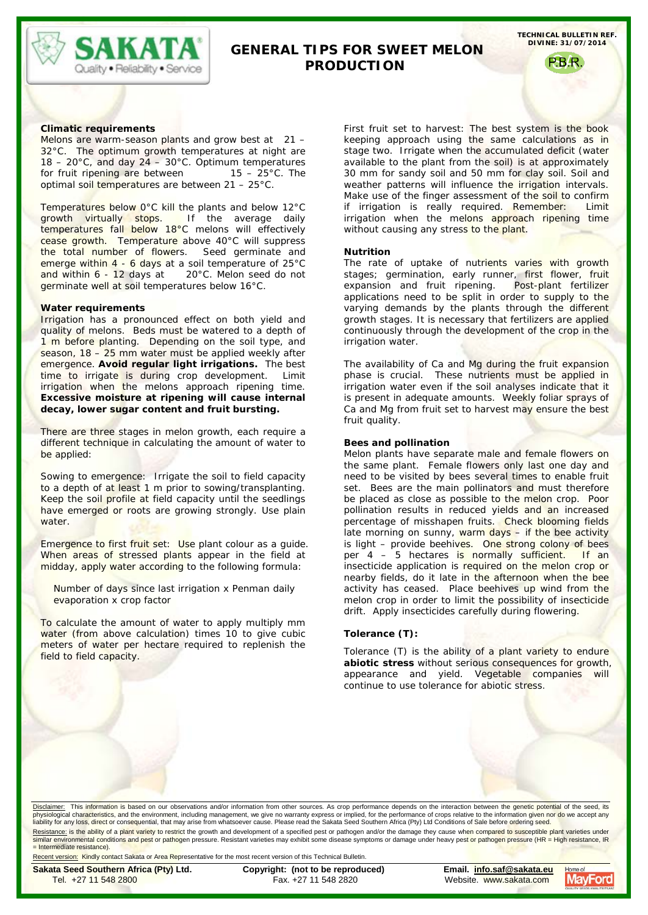# GENERAL TIPS FOR SWEET MELON PRODUCTION

TECHNICAL BULLETIN REF. DIVINE: 31/07/2014

P.B.R.

**Climatic requirements**

Melons are warm-season plants and grow best at 21 – 32°C. The optimum growth temperatures at night are 18 – 20°C, and day 24 – 30°C. Optimum temperatures for fruit ripening are between 15 – 25°C. The optimal soil temperatures are between 21 – 25°C.

Temperatures below 0°C kill the plants and below 12°C growth virtually stops. If the average daily temperatures fall below 18°C melons will effectively cease growth. Temperature above 40°C will suppress the total number of flowers. Seed germinate and emerge within 4 - 6 days at a soil temperature of 25°C and within 6 - 12 days at 20°C. Melon seed do not germinate well at soil temperatures below 16°C.

**Water requirements**

Irrigation has a pronounced effect on both yield and quality of melons. Beds must be watered to a depth of 1 m before planting. Depending on the soil type, and season, 18 – 25 mm water must be applied weekly after emergence. **Avoid regular light irrigations.** The best time to irrigate is during crop development. Limit irrigation when the melons approach ripening time. **Excessive moisture at ripening will cause internal decay, lower sugar content and fruit bursting.**

There are three stages in melon growth, each require a different technique in calculating the amount of water to be applied:

Sowing to emergence: Irrigate the soil to field capacity to a depth of at least 1 m prior to sowing/transplanting. Keep the soil profile at field capacity until the seedlings have emerged or roots are growing strongly. Use plain water.

Emergence to first fruit set: Use plant colour as a guide. When areas of stressed plants appear in the field at midday, apply water according to the following formula:

Number of days since last irrigation x Penman daily evaporation x crop factor

To calculate the amount of water to apply multiply mm water (from above calculation) times 10 to give cubic meters of water per hectare required to replenish the field to field capacity.

First fruit set to harvest: The best system is the book keeping approach using the same calculations as in stage two. Irrigate when the accumulated deficit (water available to the plant from the soil) is at approximately 30 mm for sandy soil and 50 mm for clay soil. Soil and weather patterns will influence the irrigation intervals. Make use of the finger assessment of the soil to confirm if irrigation is really required. Remember: Limit irrigation when the melons approach ripening time without causing any stress to the plant.

**Nutrition**

The rate of uptake of nutrients varies with growth stages; germination, early runner, first flower, fruit expansion and fruit ripening. Post-plant fertilizer applications need to be split in order to supply to the varying demands by the plants through the different growth stages. It is necessary that fertilizers are applied continuously through the development of the crop in the irrigation water.

The availability of Ca and Mg during the fruit expansion phase is crucial. These nutrients must be applied in irrigation water even if the soil analyses indicate that it is present in adequate amounts. Weekly foliar sprays of Ca and Mg from fruit set to harvest may ensure the best fruit quality.

**Bees and pollination**

Melon plants have separate male and female flowers on the same plant. Female flowers only last one day and need to be visited by bees several times to enable fruit set. Bees are the main pollinators and must therefore be placed as close as possible to the melon crop. Poor pollination results in reduced yields and an increased percentage of misshapen fruits. Check blooming fields late morning on sunny, warm days – if the bee activity is light – provide beehives. One strong colony of bees per 4 – 5 hectares is normally sufficient. If an insecticide application is required on the melon crop or nearby fields, do it late in the afternoon when the bee activity has ceased. Place beehives up wind from the melon crop in order to limit the possibility of insecticide drift. Apply insecticides carefully during flowering.

**Tolerance (T):**

Tolerance (T) is the ability of a plant variety to endure **abiotic stress** without serious consequences for growth, appearance and yield. Vegetable companies will continue to use tolerance for abiotic stress.

Disclaimer: This information is based on our observations and/or information from other sources. As crop performance depends on the interaction between the genetic potential of the seed, its physiological characteristics, and the environment, including management, we give no warranty express or implied, for the performance of crops relative to the information given nor do we accept any liability for any loss, direct or consequential, that may arise from whatsoever cause. Please read the Sakata Seed Southern Africa (Pty) Ltd Conditions of Sale before ordering seed.

Resistance: is the ability of a plant variety to restrict the growth and development of a specified pest or pathogen and/or the damage they cause when compared to susceptible plant varieties under similar environmental conditions and pest or pathogen pressure. Resistant varieties may exhibit some disease symptoms or damage under heavy pest or pathogen pressure (HR = High resistance, IR = Intermediate resistance).

Recent version: Kindly contact Sakata or Area Representative for the most recent version of this Technical Bulletin.

**Sakata Seed Southern Africa (Pty) Ltd.** Tel. +27 11 548 2800 | **Copyright: (not to be reproduced)** Fax. +27 11 548 2820 | **Email. info.saf@sakata.eu** Website. www.sakata.com